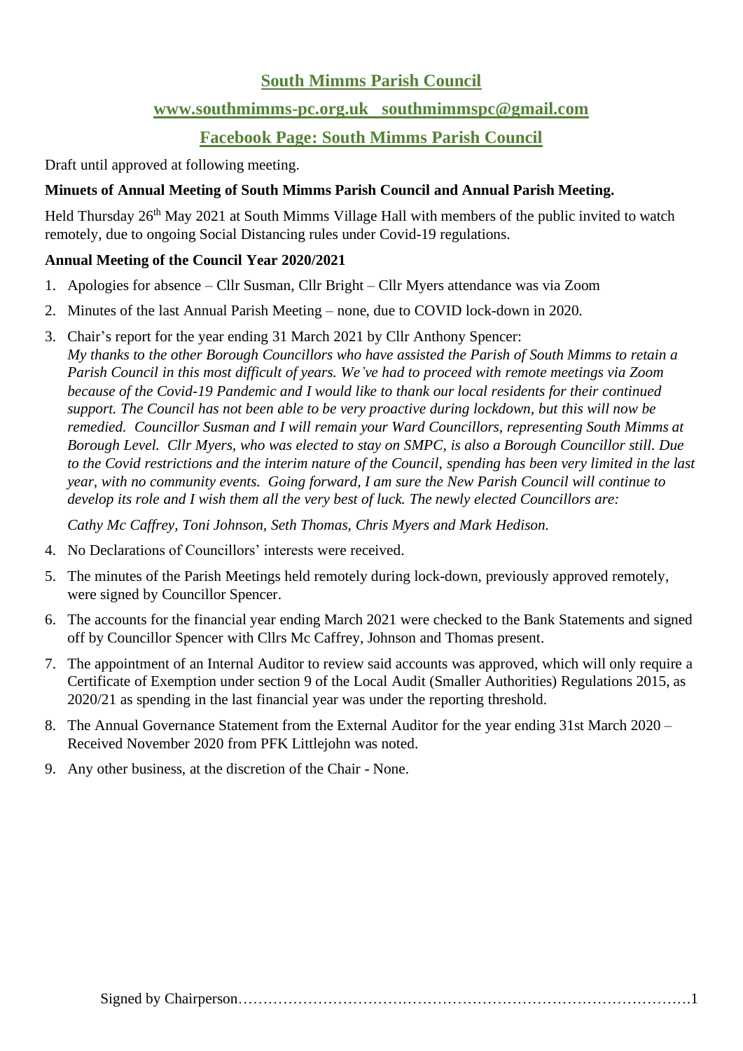**South Mimms Parish Council**

**www.southmimms-pc.org.uk southmimmspc@gmail.com**

**Facebook Page: South Mimms Parish Council**

Draft until approved at following meeting.

**Minuets of Annual Meeting of South Mimms Parish Council and Annual Parish Meeting.**

Held Thursday 26th May 2021 at South Mimms Village Hall with members of the public invited to watch remotely, due to ongoing Social Distancing rules under Covid-19 regulations.

**Annual Meeting of the Council Year 2020/2021**

1. Apologies for absence – Cllr Susman, Cllr Bright – Cllr Myers attendance was via Zoom
2. Minutes of the last Annual Parish Meeting – none, due to COVID lock-down in 2020.
3. Chair's report for the year ending 31 March 2021 by Cllr Anthony Spencer:
   *My thanks to the other Borough Councillors who have assisted the Parish of South Mimms to retain a Parish Council in this most difficult of years. We've had to proceed with remote meetings via Zoom because of the Covid-19 Pandemic and I would like to thank our local residents for their continued support. The Council has not been able to be very proactive during lockdown, but this will now be remedied. Councillor Susman and I will remain your Ward Councillors, representing South Mimms at Borough Level. Cllr Myers, who was elected to stay on SMPC, is also a Borough Councillor still. Due to the Covid restrictions and the interim nature of the Council, spending has been very limited in the last year, with no community events. Going forward, I am sure the New Parish Council will continue to develop its role and I wish them all the very best of luck. The newly elected Councillors are:*

   *Cathy Mc Caffrey, Toni Johnson, Seth Thomas, Chris Myers and Mark Hedison.*
4. No Declarations of Councillors' interests were received.
5. The minutes of the Parish Meetings held remotely during lock-down, previously approved remotely, were signed by Councillor Spencer.
6. The accounts for the financial year ending March 2021 were checked to the Bank Statements and signed off by Councillor Spencer with Cllrs Mc Caffrey, Johnson and Thomas present.
7. The appointment of an Internal Auditor to review said accounts was approved, which will only require a Certificate of Exemption under section 9 of the Local Audit (Smaller Authorities) Regulations 2015, as 2020/21 as spending in the last financial year was under the reporting threshold.
8. The Annual Governance Statement from the External Auditor for the year ending 31st March 2020 – Received November 2020 from PFK Littlejohn was noted.
9. Any other business, at the discretion of the Chair - None.

Signed by Chairperson……………………………………………………………………………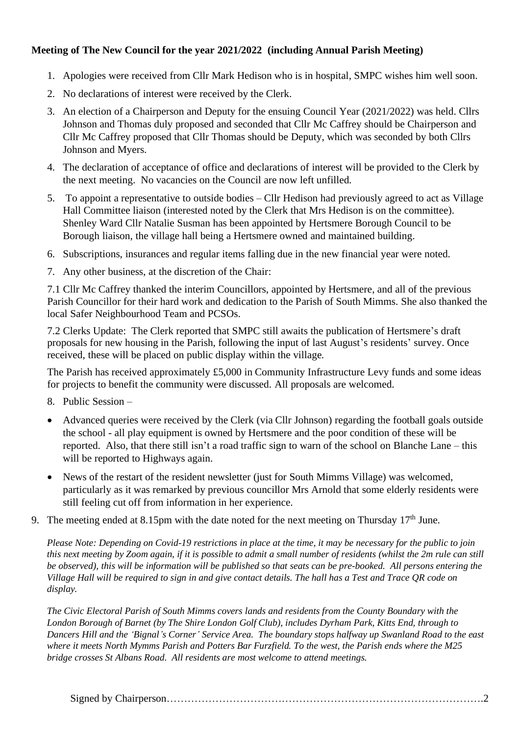**Meeting of The New Council for the year 2021/2022 (including Annual Parish Meeting)**

1. Apologies were received from Cllr Mark Hedison who is in hospital, SMPC wishes him well soon.
2. No declarations of interest were received by the Clerk.
3. An election of a Chairperson and Deputy for the ensuing Council Year (2021/2022) was held. Cllrs Johnson and Thomas duly proposed and seconded that Cllr Mc Caffrey should be Chairperson and Cllr Mc Caffrey proposed that Cllr Thomas should be Deputy, which was seconded by both Cllrs Johnson and Myers.
4. The declaration of acceptance of office and declarations of interest will be provided to the Clerk by the next meeting. No vacancies on the Council are now left unfilled.
5. To appoint a representative to outside bodies – Cllr Hedison had previously agreed to act as Village Hall Committee liaison (interested noted by the Clerk that Mrs Hedison is on the committee). Shenley Ward Cllr Natalie Susman has been appointed by Hertsmere Borough Council to be Borough liaison, the village hall being a Hertsmere owned and maintained building.
6. Subscriptions, insurances and regular items falling due in the new financial year were noted.
7. Any other business, at the discretion of the Chair:

7.1 Cllr Mc Caffrey thanked the interim Councillors, appointed by Hertsmere, and all of the previous Parish Councillor for their hard work and dedication to the Parish of South Mimms. She also thanked the local Safer Neighbourhood Team and PCSOs.

7.2 Clerks Update: The Clerk reported that SMPC still awaits the publication of Hertsmere's draft proposals for new housing in the Parish, following the input of last August's residents' survey. Once received, these will be placed on public display within the village.

The Parish has received approximately £5,000 in Community Infrastructure Levy funds and some ideas for projects to benefit the community were discussed. All proposals are welcomed.

8. Public Session –

- Advanced queries were received by the Clerk (via Cllr Johnson) regarding the football goals outside the school - all play equipment is owned by Hertsmere and the poor condition of these will be reported. Also, that there still isn't a road traffic sign to warn of the school on Blanche Lane – this will be reported to Highways again.
- News of the restart of the resident newsletter (just for South Mimms Village) was welcomed, particularly as it was remarked by previous councillor Mrs Arnold that some elderly residents were still feeling cut off from information in her experience.

9. The meeting ended at 8.15pm with the date noted for the next meeting on Thursday 17th June.

*Please Note: Depending on Covid-19 restrictions in place at the time, it may be necessary for the public to join this next meeting by Zoom again, if it is possible to admit a small number of residents (whilst the 2m rule can still be observed), this will be information will be published so that seats can be pre-booked. All persons entering the Village Hall will be required to sign in and give contact details. The hall has a Test and Trace QR code on display.*

*The Civic Electoral Parish of South Mimms covers lands and residents from the County Boundary with the London Borough of Barnet (by The Shire London Golf Club), includes Dyrham Park, Kitts End, through to Dancers Hill and the 'Bignal's Corner' Service Area. The boundary stops halfway up Swanland Road to the east where it meets North Mymms Parish and Potters Bar Furzfield. To the west, the Parish ends where the M25 bridge crosses St Albans Road. All residents are most welcome to attend meetings.*

Signed by Chairperson…………………………………………………………………………….